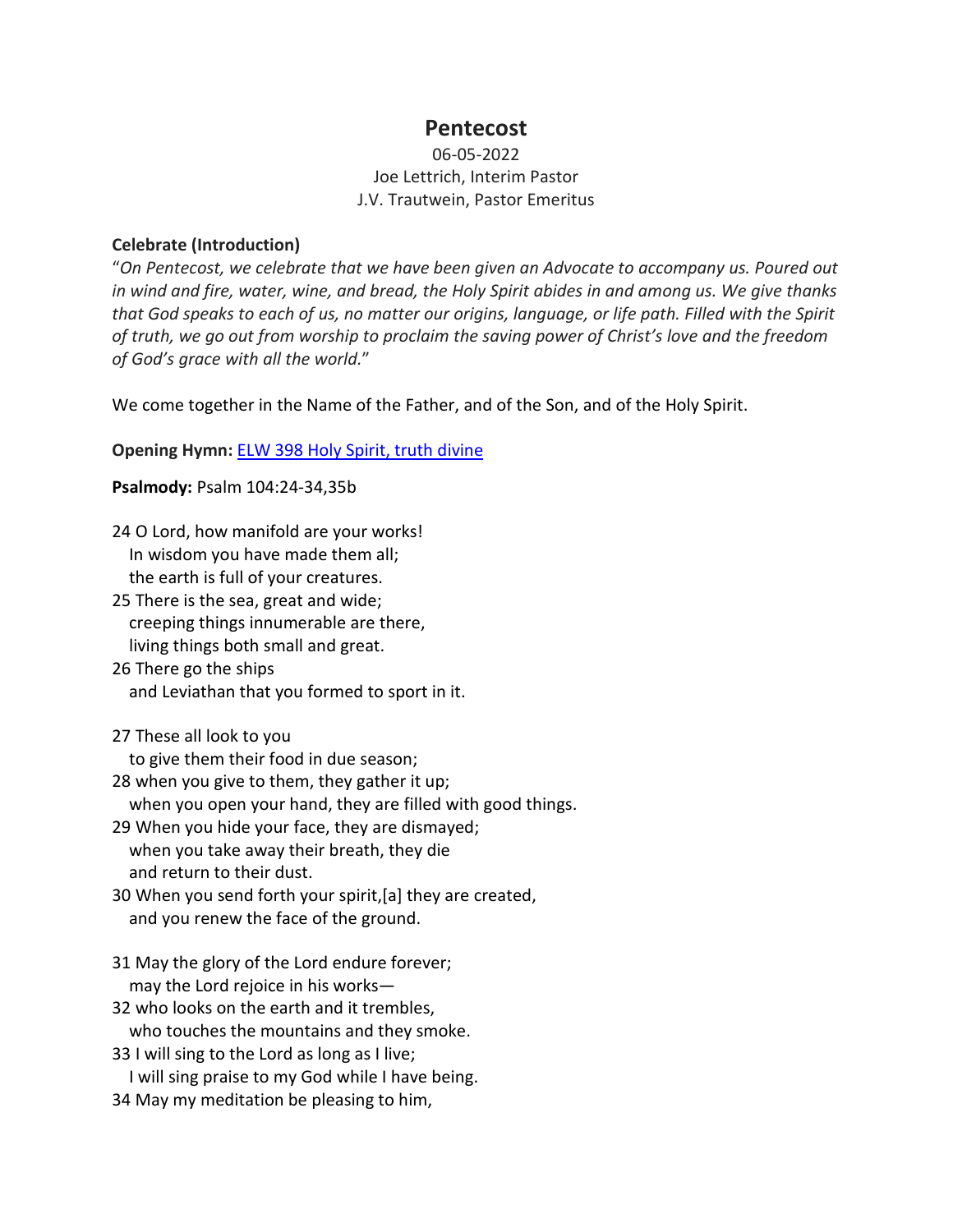# Pentecost

06-05-2022
Joe Lettrich, Interim Pastor
J.V. Trautwein, Pastor Emeritus

**Celebrate (Introduction)**

"*On Pentecost, we celebrate that we have been given an Advocate to accompany us. Poured out in wind and fire, water, wine, and bread, the Holy Spirit abides in and among us. We give thanks that God speaks to each of us, no matter our origins, language, or life path. Filled with the Spirit of truth, we go out from worship to proclaim the saving power of Christ's love and the freedom of God's grace with all the world.*"

We come together in the Name of the Father, and of the Son, and of the Holy Spirit.

**Opening Hymn:** ELW 398 Holy Spirit, truth divine

**Psalmody:** Psalm 104:24-34,35b

24 O Lord, how manifold are your works!
   In wisdom you have made them all;
   the earth is full of your creatures.
25 There is the sea, great and wide;
   creeping things innumerable are there,
   living things both small and great.
26 There go the ships
   and Leviathan that you formed to sport in it.

27 These all look to you
   to give them their food in due season;
28 when you give to them, they gather it up;
   when you open your hand, they are filled with good things.
29 When you hide your face, they are dismayed;
   when you take away their breath, they die
   and return to their dust.
30 When you send forth your spirit,[a] they are created,
   and you renew the face of the ground.

31 May the glory of the Lord endure forever;
   may the Lord rejoice in his works—
32 who looks on the earth and it trembles,
   who touches the mountains and they smoke.
33 I will sing to the Lord as long as I live;
   I will sing praise to my God while I have being.
34 May my meditation be pleasing to him,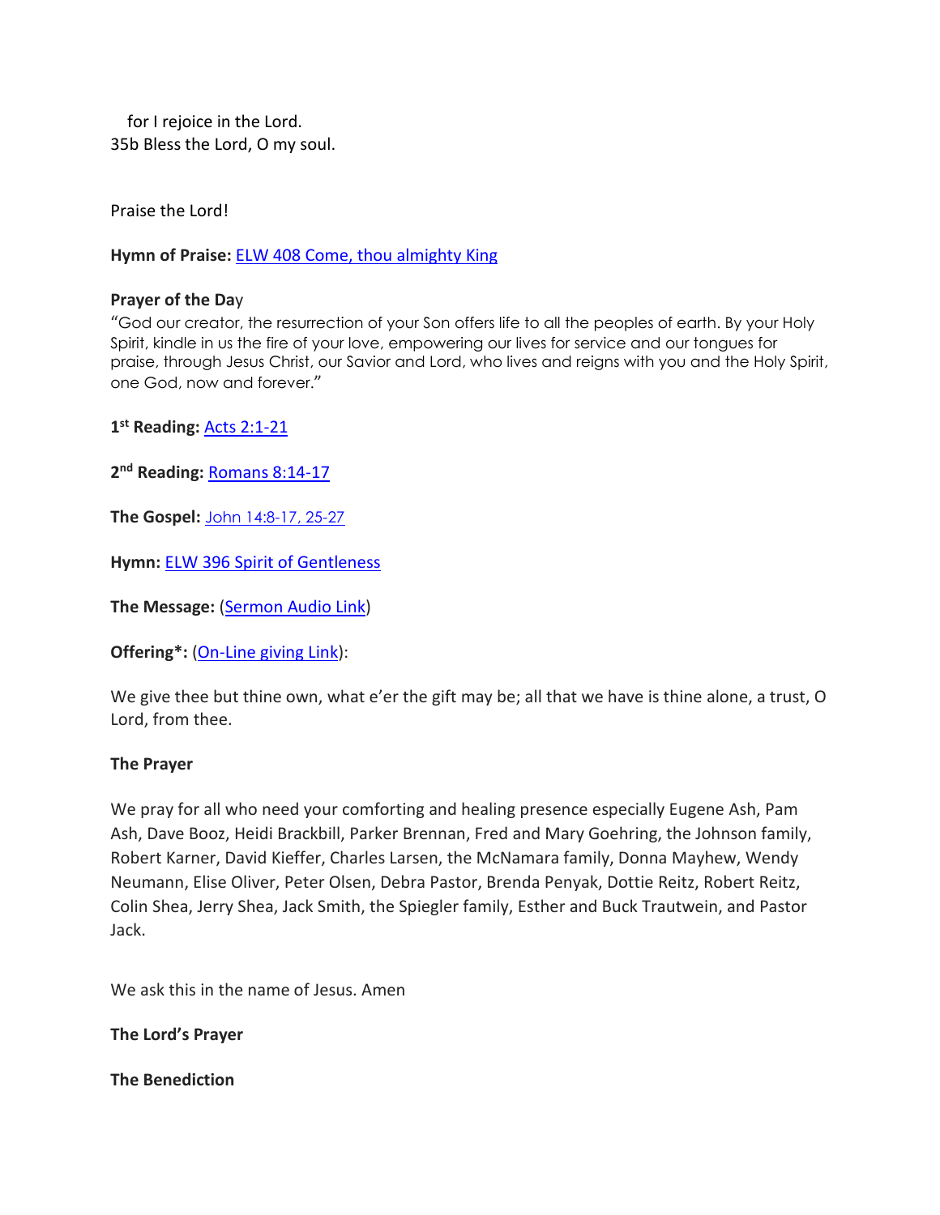for I rejoice in the Lord.
35b Bless the Lord, O my soul.

Praise the Lord!

**Hymn of Praise:** ELW 408 Come, thou almighty King

**Prayer of the Day**
"God our creator, the resurrection of your Son offers life to all the peoples of earth. By your Holy Spirit, kindle in us the fire of your love, empowering our lives for service and our tongues for praise, through Jesus Christ, our Savior and Lord, who lives and reigns with you and the Holy Spirit, one God, now and forever."

**1st Reading:** Acts 2:1-21

**2nd Reading:** Romans 8:14-17

**The Gospel:** John 14:8-17, 25-27

**Hymn:** ELW 396 Spirit of Gentleness

**The Message:** (Sermon Audio Link)

**Offering*:** (On-Line giving Link):

We give thee but thine own, what e'er the gift may be; all that we have is thine alone, a trust, O Lord, from thee.

**The Prayer**

We pray for all who need your comforting and healing presence especially Eugene Ash, Pam Ash, Dave Booz, Heidi Brackbill, Parker Brennan, Fred and Mary Goehring, the Johnson family, Robert Karner, David Kieffer, Charles Larsen, the McNamara family, Donna Mayhew, Wendy Neumann, Elise Oliver, Peter Olsen, Debra Pastor, Brenda Penyak, Dottie Reitz, Robert Reitz, Colin Shea, Jerry Shea, Jack Smith, the Spiegler family, Esther and Buck Trautwein, and Pastor Jack.

We ask this in the name of Jesus. Amen

**The Lord's Prayer**

**The Benediction**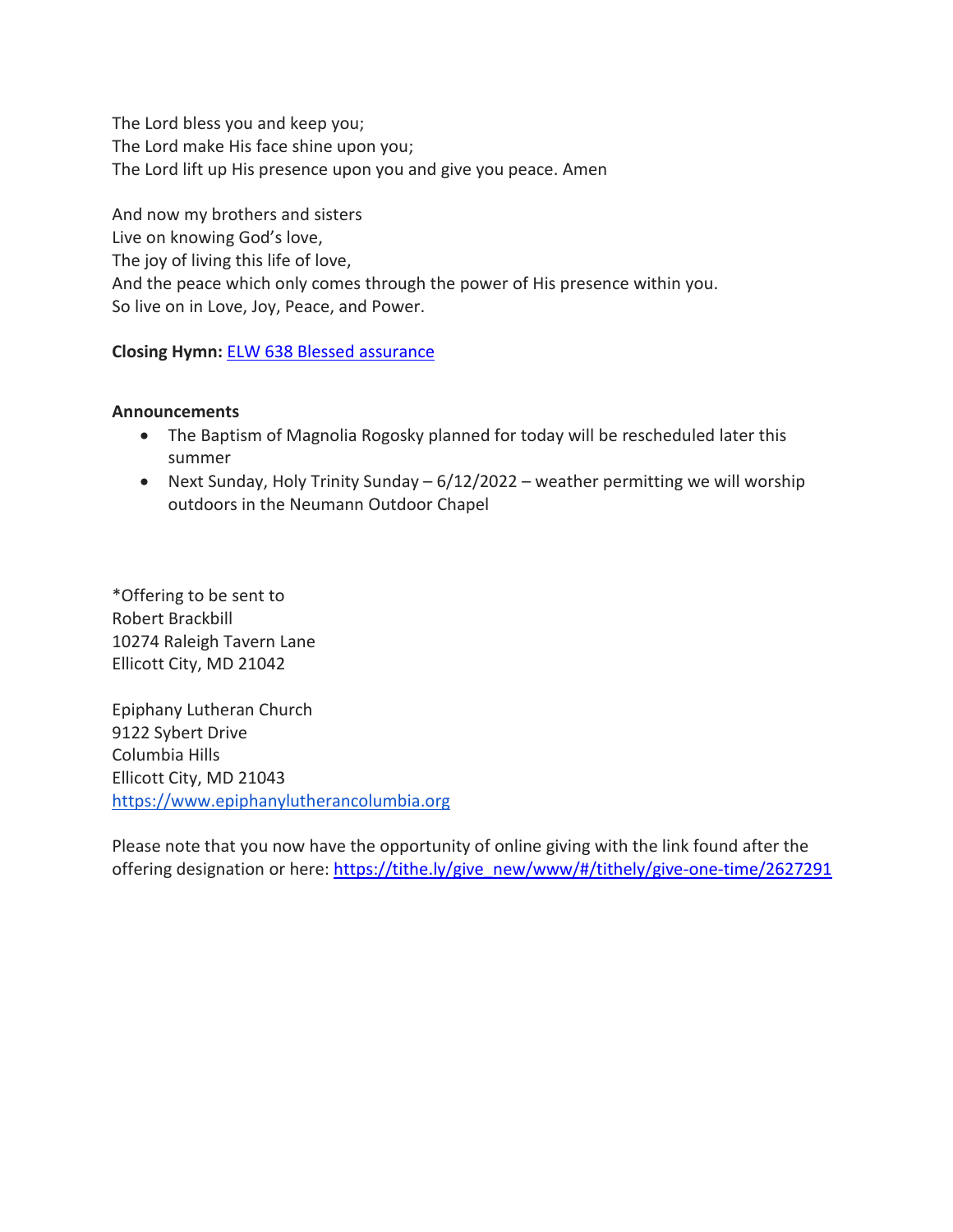The Lord bless you and keep you;
The Lord make His face shine upon you;
The Lord lift up His presence upon you and give you peace. Amen

And now my brothers and sisters
Live on knowing God's love,
The joy of living this life of love,
And the peace which only comes through the power of His presence within you.
So live on in Love, Joy, Peace, and Power.

**Closing Hymn:** ELW 638 Blessed assurance

**Announcements**

- The Baptism of Magnolia Rogosky planned for today will be rescheduled later this summer
- Next Sunday, Holy Trinity Sunday – 6/12/2022 – weather permitting we will worship outdoors in the Neumann Outdoor Chapel

*Offering to be sent to
Robert Brackbill
10274 Raleigh Tavern Lane
Ellicott City, MD 21042

Epiphany Lutheran Church
9122 Sybert Drive
Columbia Hills
Ellicott City, MD 21043
https://www.epiphanylutherancolumbia.org

Please note that you now have the opportunity of online giving with the link found after the offering designation or here: https://tithe.ly/give_new/www/#/tithely/give-one-time/2627291